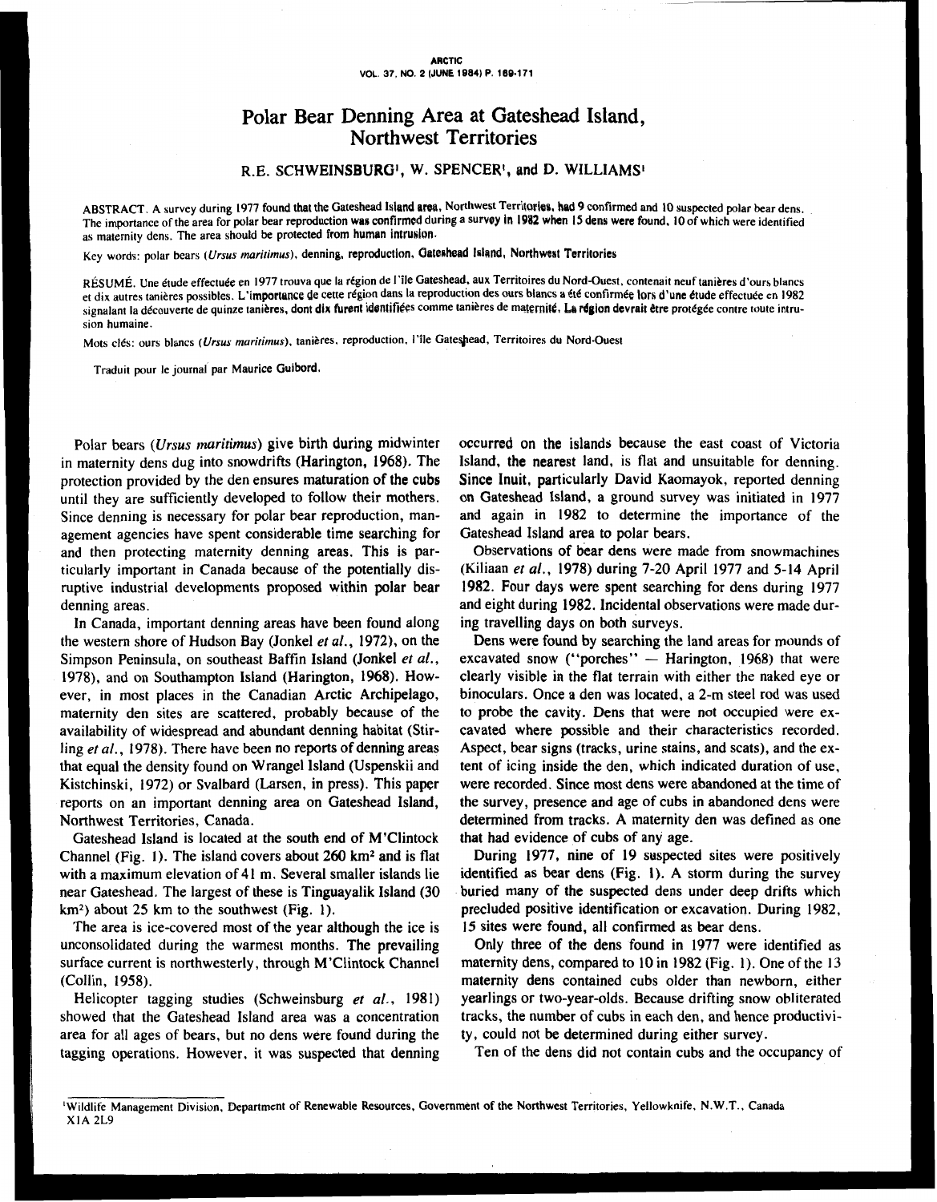# Polar Bear Denning Area at Gateshead Island, Northwest Territories

R.E. SCHWEINSBURG[1], W. SPENCER[1], and D. WILLIAMS[1]

ABSTRACT. A survey during 1977 found that the Gateshead Island area, Northwest Territories, had 9 confirmed and 10 suspected polar bear dens. The importance of the area for polar bear reproduction was confirmed during a survey in 1982 when 15 dens were found, 10 of which were identified as maternity dens. The area should be protected from human intrusion.

Key words: polar bears (*Ursus maritimus*), denning, reproduction, Gateshead Island, Northwest Territories

RÉSUMÉ. Une étude effectuée en 1977 trouva que la région de l'île Gateshead, aux Territoires du Nord-Ouest, contenait neuf tanières d'ours blancs et dix autres tanières possibles. L'importance de cette région dans la reproduction des ours blancs a été confirmée lors d'une étude effectuée en 1982 signalant la découverte de quinze tanières, dont dix furent identifiées comme tanières de maternité. La région devrait être protégée contre toute intrusion humaine.

Mots clés: ours blancs (*Ursus maritimus*), tanières, reproduction, l'île Gateshead, Territoires du Nord-Ouest

Traduit pour le journal par Maurice Guibord.

Polar bears (*Ursus maritimus*) give birth during midwinter in maternity dens dug into snowdrifts (Harington, 1968). The protection provided by the den ensures maturation of the cubs until they are sufficiently developed to follow their mothers. Since denning is necessary for polar bear reproduction, management agencies have spent considerable time searching for and then protecting maternity denning areas. This is particularly important in Canada because of the potentially disruptive industrial developments proposed within polar bear denning areas.

In Canada, important denning areas have been found along the western shore of Hudson Bay (Jonkel *et al.*, 1972), on the Simpson Peninsula, on southeast Baffin Island (Jonkel *et al.*, 1978), and on Southampton Island (Harington, 1968). However, in most places in the Canadian Arctic Archipelago, maternity den sites are scattered, probably because of the availability of widespread and abundant denning habitat (Stirling *et al.*, 1978). There have been no reports of denning areas that equal the density found on Wrangel Island (Uspenskii and Kistchinski, 1972) or Svalbard (Larsen, in press). This paper reports on an important denning area on Gateshead Island, Northwest Territories, Canada.

Gateshead Island is located at the south end of M'Clintock Channel (Fig. 1). The island covers about 260 km$^2$ and is flat with a maximum elevation of 41 m. Several smaller islands lie near Gateshead. The largest of these is Tinguayalik Island (30 km$^2$) about 25 km to the southwest (Fig. 1).

The area is ice-covered most of the year although the ice is unconsolidated during the warmest months. The prevailing surface current is northwesterly, through M'Clintock Channel (Collin, 1958).

Helicopter tagging studies (Schweinsburg *et al.*, 1981) showed that the Gateshead Island area was a concentration area for all ages of bears, but no dens were found during the tagging operations. However, it was suspected that denning occurred on the islands because the east coast of Victoria Island, the nearest land, is flat and unsuitable for denning. Since Inuit, particularly David Kaomayok, reported denning on Gateshead Island, a ground survey was initiated in 1977 and again in 1982 to determine the importance of the Gateshead Island area to polar bears.

Observations of bear dens were made from snowmachines (Kiliaan *et al.*, 1978) during 7-20 April 1977 and 5-14 April 1982. Four days were spent searching for dens during 1977 and eight during 1982. Incidental observations were made during travelling days on both surveys.

Dens were found by searching the land areas for mounds of excavated snow ("porches" — Harington, 1968) that were clearly visible in the flat terrain with either the naked eye or binoculars. Once a den was located, a 2-m steel rod was used to probe the cavity. Dens that were not occupied were excavated where possible and their characteristics recorded. Aspect, bear signs (tracks, urine stains, and scats), and the extent of icing inside the den, which indicated duration of use, were recorded. Since most dens were abandoned at the time of the survey, presence and age of cubs in abandoned dens were determined from tracks. A maternity den was defined as one that had evidence of cubs of any age.

During 1977, nine of 19 suspected sites were positively identified as bear dens (Fig. 1). A storm during the survey buried many of the suspected dens under deep drifts which precluded positive identification or excavation. During 1982, 15 sites were found, all confirmed as bear dens.

Only three of the dens found in 1977 were identified as maternity dens, compared to 10 in 1982 (Fig. 1). One of the 13 maternity dens contained cubs older than newborn, either yearlings or two-year-olds. Because drifting snow obliterated tracks, the number of cubs in each den, and hence productivity, could not be determined during either survey.

Ten of the dens did not contain cubs and the occupancy of

[1]Wildlife Management Division, Department of Renewable Resources, Government of the Northwest Territories, Yellowknife, N.W.T., Canada X1A 2L9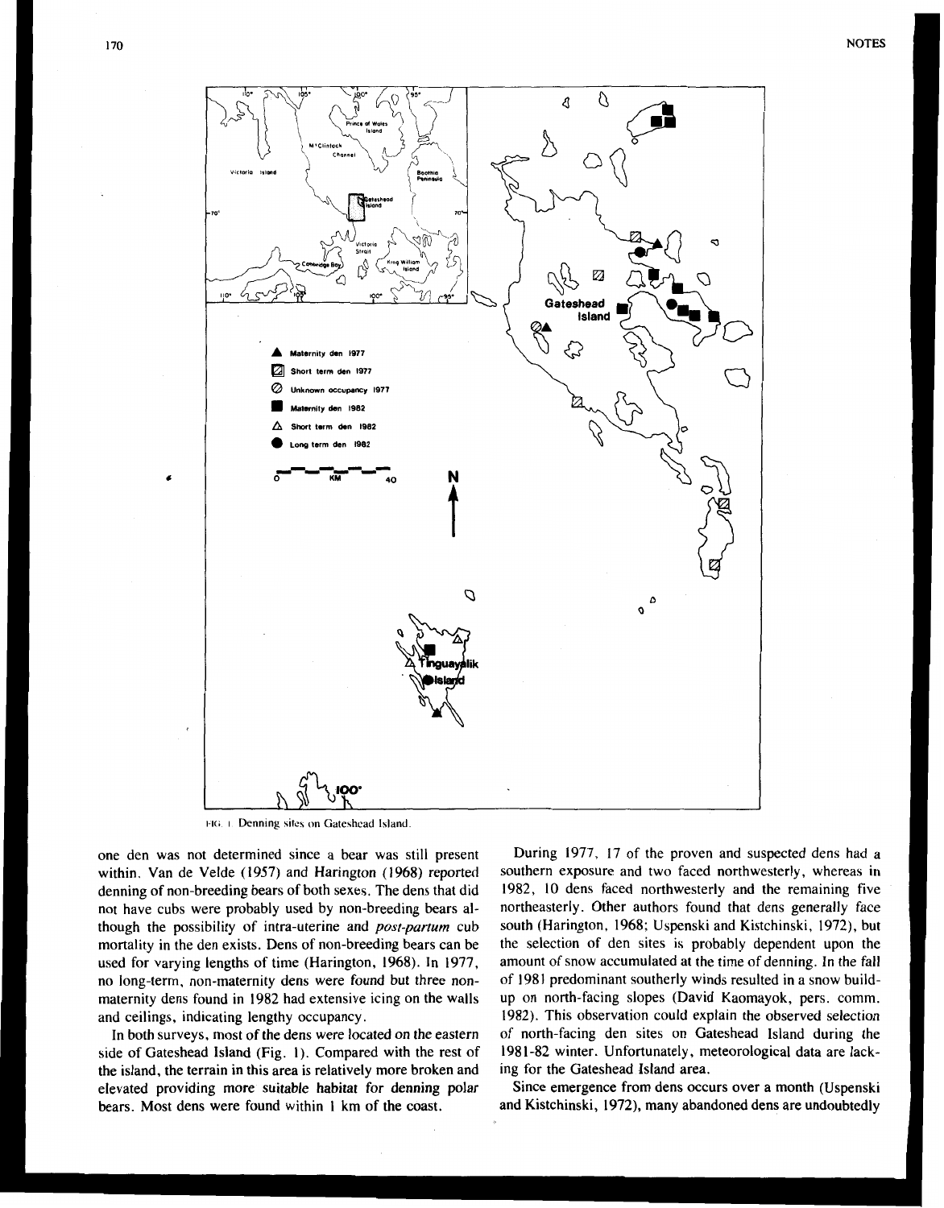FIG. 1. Denning sites on Gateshead Island.

one den was not determined since a bear was still present within. Van de Velde (1957) and Harington (1968) reported denning of non-breeding bears of both sexes. The dens that did not have cubs were probably used by non-breeding bears although the possibility of intra-uterine and *post-partum* cub mortality in the den exists. Dens of non-breeding bears can be used for varying lengths of time (Harington, 1968). In 1977, no long-term, non-maternity dens were found but three non-maternity dens found in 1982 had extensive icing on the walls and ceilings, indicating lengthy occupancy.

In both surveys, most of the dens were located on the eastern side of Gateshead Island (Fig. 1). Compared with the rest of the island, the terrain in this area is relatively more broken and elevated providing more suitable habitat for denning polar bears. Most dens were found within 1 km of the coast.

During 1977, 17 of the proven and suspected dens had a southern exposure and two faced northwesterly, whereas in 1982, 10 dens faced northwesterly and the remaining five northeasterly. Other authors found that dens generally face south (Harington, 1968; Uspenski and Kistchinski, 1972), but the selection of den sites is probably dependent upon the amount of snow accumulated at the time of denning. In the fall of 1981 predominant southerly winds resulted in a snow build-up on north-facing slopes (David Kaomayok, pers. comm. 1982). This observation could explain the observed selection of north-facing den sites on Gateshead Island during the 1981-82 winter. Unfortunately, meteorological data are lacking for the Gateshead Island area.

Since emergence from dens occurs over a month (Uspenski and Kistchinski, 1972), many abandoned dens are undoubtedly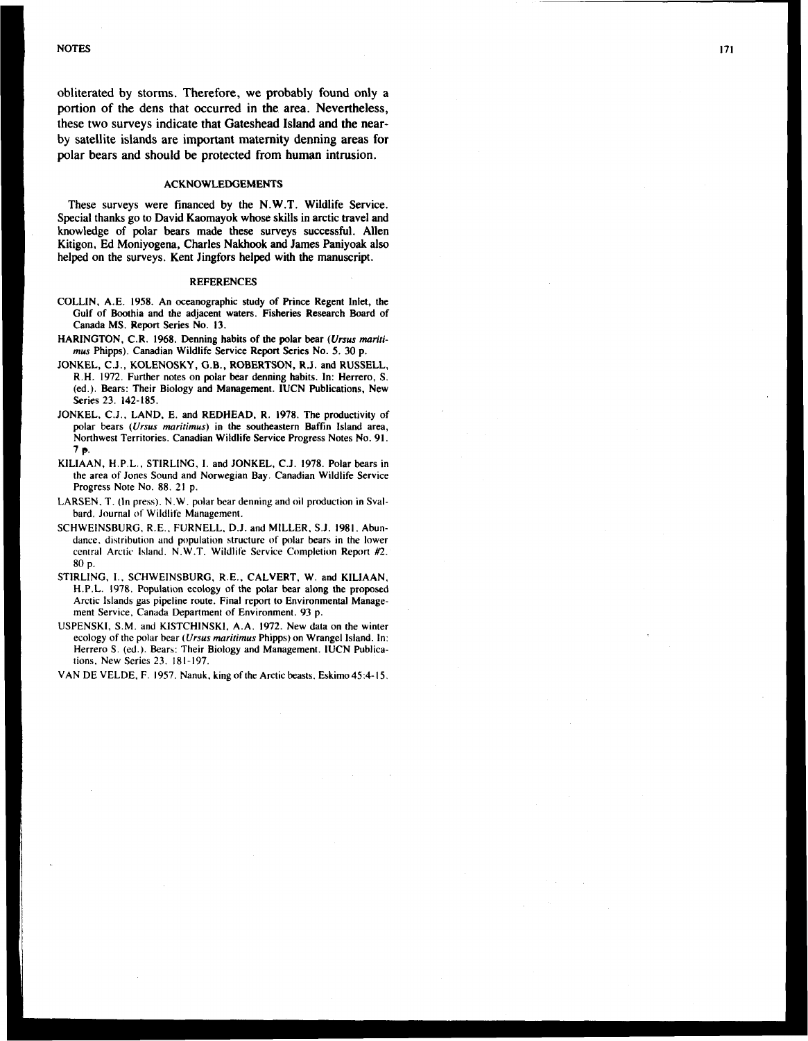obliterated by storms. Therefore, we probably found only a portion of the dens that occurred in the area. Nevertheless, these two surveys indicate that Gateshead Island and the nearby satellite islands are important maternity denning areas for polar bears and should be protected from human intrusion.

## ACKNOWLEDGEMENTS

These surveys were financed by the N.W.T. Wildlife Service. Special thanks go to David Kaomayok whose skills in arctic travel and knowledge of polar bears made these surveys successful. Allen Kitigon, Ed Moniyogena, Charles Nakhook and James Paniyoak also helped on the surveys. Kent Jingfors helped with the manuscript.

## REFERENCES

COLLIN, A.E. 1958. An oceanographic study of Prince Regent Inlet, the Gulf of Boothia and the adjacent waters. Fisheries Research Board of Canada MS. Report Series No. 13.

HARINGTON, C.R. 1968. Denning habits of the polar bear (*Ursus maritimus* Phipps). Canadian Wildlife Service Report Series No. 5. 30 p.

JONKEL, C.J., KOLENOSKY, G.B., ROBERTSON, R.J. and RUSSELL, R.H. 1972. Further notes on polar bear denning habits. In: Herrero, S. (ed.). Bears: Their Biology and Management. IUCN Publications, New Series 23. 142-185.

JONKEL, C.J., LAND, E. and REDHEAD, R. 1978. The productivity of polar bears (*Ursus maritimus*) in the southeastern Baffin Island area, Northwest Territories. Canadian Wildlife Service Progress Notes No. 91. 7 p.

KILIAAN, H.P.L., STIRLING, I. and JONKEL, C.J. 1978. Polar bears in the area of Jones Sound and Norwegian Bay. Canadian Wildlife Service Progress Note No. 88. 21 p.

LARSEN, T. (In press). N.W. polar bear denning and oil production in Svalbard. Journal of Wildlife Management.

SCHWEINSBURG, R.E., FURNELL, D.J. and MILLER, S.J. 1981. Abundance, distribution and population structure of polar bears in the lower central Arctic Island. N.W.T. Wildlife Service Completion Report #2. 80 p.

STIRLING, I., SCHWEINSBURG, R.E., CALVERT, W. and KILIAAN, H.P.L. 1978. Population ecology of the polar bear along the proposed Arctic Islands gas pipeline route. Final report to Environmental Management Service, Canada Department of Environment. 93 p.

USPENSKI, S.M. and KISTCHINSKI, A.A. 1972. New data on the winter ecology of the polar bear (*Ursus maritimus* Phipps) on Wrangel Island. In: Herrero S. (ed.). Bears: Their Biology and Management. IUCN Publications, New Series 23. 181-197.

VAN DE VELDE, F. 1957. Nanuk, king of the Arctic beasts. Eskimo 45:4-15.